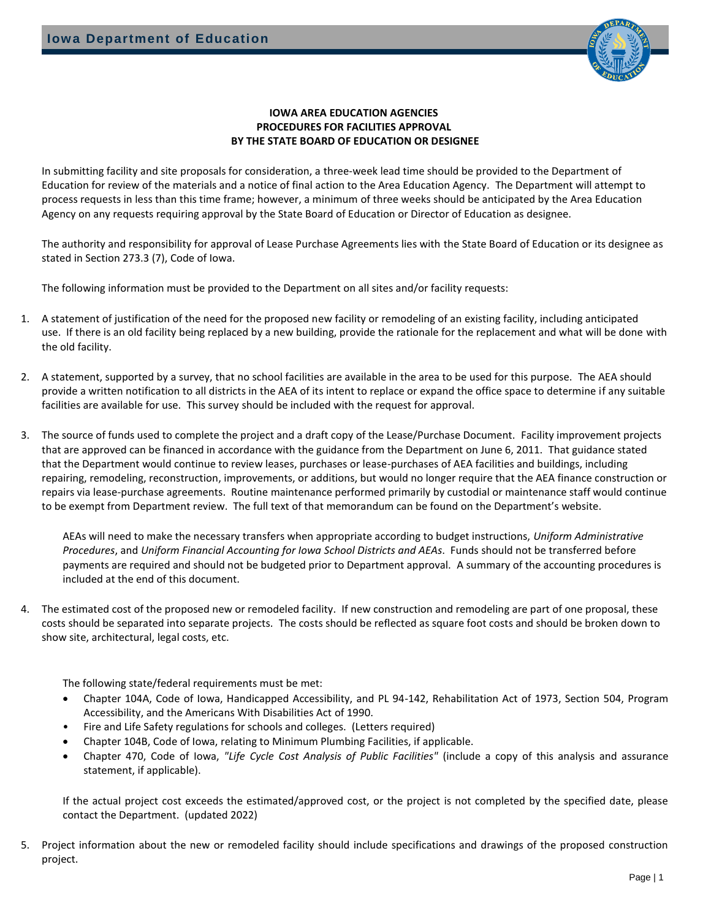Iowa Department of Education

**IOWA AREA EDUCATION AGENCIES**
**PROCEDURES FOR FACILITIES APPROVAL**
**BY THE STATE BOARD OF EDUCATION OR DESIGNEE**

In submitting facility and site proposals for consideration, a three-week lead time should be provided to the Department of Education for review of the materials and a notice of final action to the Area Education Agency. The Department will attempt to process requests in less than this time frame; however, a minimum of three weeks should be anticipated by the Area Education Agency on any requests requiring approval by the State Board of Education or Director of Education as designee.

The authority and responsibility for approval of Lease Purchase Agreements lies with the State Board of Education or its designee as stated in Section 273.3 (7), Code of Iowa.

The following information must be provided to the Department on all sites and/or facility requests:

1. A statement of justification of the need for the proposed new facility or remodeling of an existing facility, including anticipated use. If there is an old facility being replaced by a new building, provide the rationale for the replacement and what will be done with the old facility.

2. A statement, supported by a survey, that no school facilities are available in the area to be used for this purpose. The AEA should provide a written notification to all districts in the AEA of its intent to replace or expand the office space to determine if any suitable facilities are available for use. This survey should be included with the request for approval.

3. The source of funds used to complete the project and a draft copy of the Lease/Purchase Document. Facility improvement projects that are approved can be financed in accordance with the guidance from the Department on June 6, 2011. That guidance stated that the Department would continue to review leases, purchases or lease-purchases of AEA facilities and buildings, including repairing, remodeling, reconstruction, improvements, or additions, but would no longer require that the AEA finance construction or repairs via lease-purchase agreements. Routine maintenance performed primarily by custodial or maintenance staff would continue to be exempt from Department review. The full text of that memorandum can be found on the Department's website.

   AEAs will need to make the necessary transfers when appropriate according to budget instructions, *Uniform Administrative Procedures*, and *Uniform Financial Accounting for Iowa School Districts and AEAs*. Funds should not be transferred before payments are required and should not be budgeted prior to Department approval. A summary of the accounting procedures is included at the end of this document.

4. The estimated cost of the proposed new or remodeled facility. If new construction and remodeling are part of one proposal, these costs should be separated into separate projects. The costs should be reflected as square foot costs and should be broken down to show site, architectural, legal costs, etc.

   The following state/federal requirements must be met:

   - Chapter 104A, Code of Iowa, Handicapped Accessibility, and PL 94-142, Rehabilitation Act of 1973, Section 504, Program Accessibility, and the Americans With Disabilities Act of 1990.
   - Fire and Life Safety regulations for schools and colleges. (Letters required)
   - Chapter 104B, Code of Iowa, relating to Minimum Plumbing Facilities, if applicable.
   - Chapter 470, Code of Iowa, *"Life Cycle Cost Analysis of Public Facilities"* (include a copy of this analysis and assurance statement, if applicable).

   If the actual project cost exceeds the estimated/approved cost, or the project is not completed by the specified date, please contact the Department. (updated 2022)

5. Project information about the new or remodeled facility should include specifications and drawings of the proposed construction project.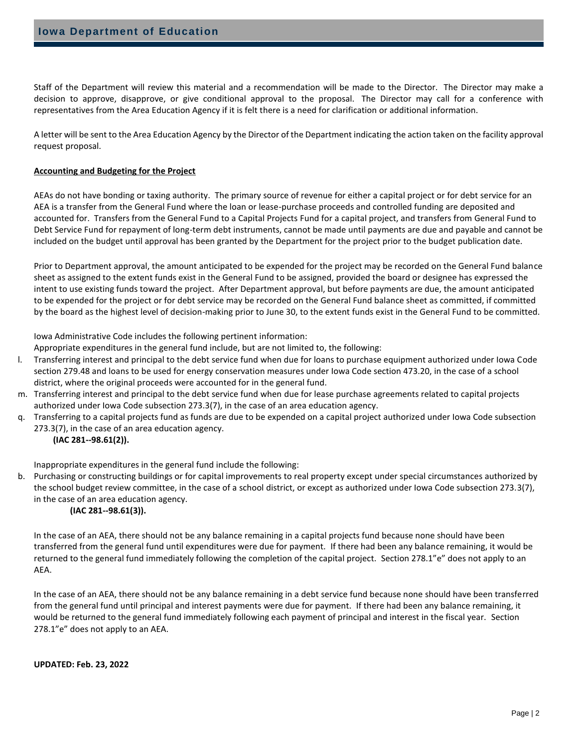Staff of the Department will review this material and a recommendation will be made to the Director. The Director may make a decision to approve, disapprove, or give conditional approval to the proposal. The Director may call for a conference with representatives from the Area Education Agency if it is felt there is a need for clarification or additional information.

A letter will be sent to the Area Education Agency by the Director of the Department indicating the action taken on the facility approval request proposal.

**Accounting and Budgeting for the Project**

AEAs do not have bonding or taxing authority. The primary source of revenue for either a capital project or for debt service for an AEA is a transfer from the General Fund where the loan or lease-purchase proceeds and controlled funding are deposited and accounted for. Transfers from the General Fund to a Capital Projects Fund for a capital project, and transfers from General Fund to Debt Service Fund for repayment of long-term debt instruments, cannot be made until payments are due and payable and cannot be included on the budget until approval has been granted by the Department for the project prior to the budget publication date.

Prior to Department approval, the amount anticipated to be expended for the project may be recorded on the General Fund balance sheet as assigned to the extent funds exist in the General Fund to be assigned, provided the board or designee has expressed the intent to use existing funds toward the project. After Department approval, but before payments are due, the amount anticipated to be expended for the project or for debt service may be recorded on the General Fund balance sheet as committed, if committed by the board as the highest level of decision-making prior to June 30, to the extent funds exist in the General Fund to be committed.

Iowa Administrative Code includes the following pertinent information:

Appropriate expenditures in the general fund include, but are not limited to, the following:

l. Transferring interest and principal to the debt service fund when due for loans to purchase equipment authorized under Iowa Code section 279.48 and loans to be used for energy conservation measures under Iowa Code section 473.20, in the case of a school district, where the original proceeds were accounted for in the general fund.
m. Transferring interest and principal to the debt service fund when due for lease purchase agreements related to capital projects authorized under Iowa Code subsection 273.3(7), in the case of an area education agency.
q. Transferring to a capital projects fund as funds are due to be expended on a capital project authorized under Iowa Code subsection 273.3(7), in the case of an area education agency.

**(IAC 281--98.61(2)).**

Inappropriate expenditures in the general fund include the following:

b. Purchasing or constructing buildings or for capital improvements to real property except under special circumstances authorized by the school budget review committee, in the case of a school district, or except as authorized under Iowa Code subsection 273.3(7), in the case of an area education agency.

**(IAC 281--98.61(3)).**

In the case of an AEA, there should not be any balance remaining in a capital projects fund because none should have been transferred from the general fund until expenditures were due for payment. If there had been any balance remaining, it would be returned to the general fund immediately following the completion of the capital project. Section 278.1"e" does not apply to an AEA.

In the case of an AEA, there should not be any balance remaining in a debt service fund because none should have been transferred from the general fund until principal and interest payments were due for payment. If there had been any balance remaining, it would be returned to the general fund immediately following each payment of principal and interest in the fiscal year. Section 278.1"e" does not apply to an AEA.

**UPDATED: Feb. 23, 2022**